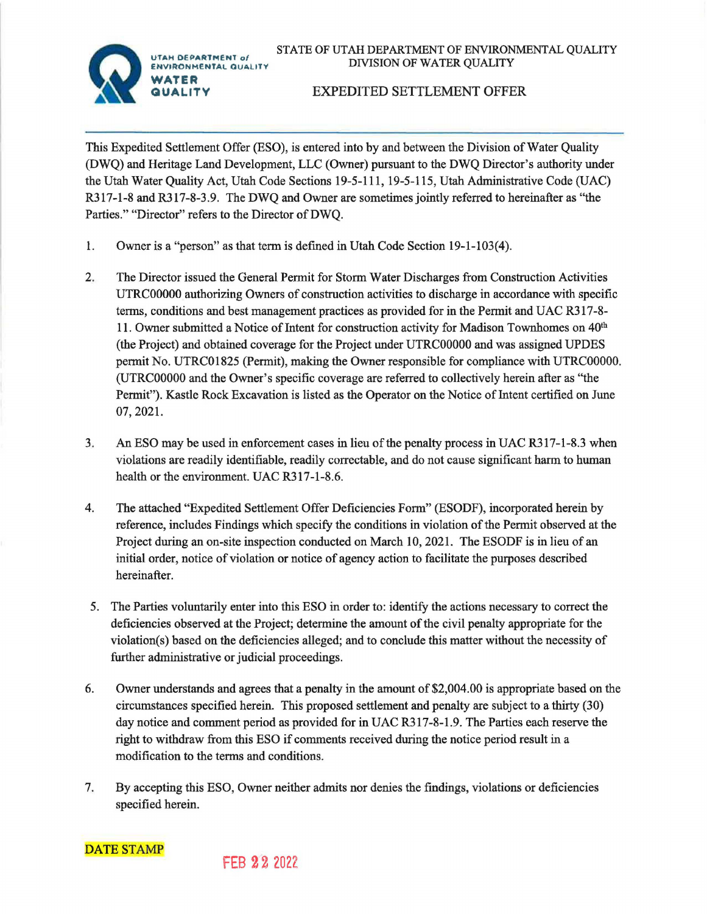UTAH DEPARTMENT of ENVIRONMENTAL QUALITY
WATER QUALITY

STATE OF UTAH DEPARTMENT OF ENVIRONMENTAL QUALITY
DIVISION OF WATER QUALITY

# EXPEDITED SETTLEMENT OFFER

This Expedited Settlement Offer (ESO), is entered into by and between the Division of Water Quality (DWQ) and Heritage Land Development, LLC (Owner) pursuant to the DWQ Director's authority under the Utah Water Quality Act, Utah Code Sections 19-5-111, 19-5-115, Utah Administrative Code (UAC) R317-1-8 and R317-8-3.9. The DWQ and Owner are sometimes jointly referred to hereinafter as "the Parties." "Director" refers to the Director of DWQ.

1. Owner is a "person" as that term is defined in Utah Code Section 19-1-103(4).

2. The Director issued the General Permit for Storm Water Discharges from Construction Activities UTRC00000 authorizing Owners of construction activities to discharge in accordance with specific terms, conditions and best management practices as provided for in the Permit and UAC R317-8-11. Owner submitted a Notice of Intent for construction activity for Madison Townhomes on 40th (the Project) and obtained coverage for the Project under UTRC00000 and was assigned UPDES permit No. UTRC01825 (Permit), making the Owner responsible for compliance with UTRC00000. (UTRC00000 and the Owner's specific coverage are referred to collectively herein after as "the Permit"). Kastle Rock Excavation is listed as the Operator on the Notice of Intent certified on June 07, 2021.

3. An ESO may be used in enforcement cases in lieu of the penalty process in UAC R317-1-8.3 when violations are readily identifiable, readily correctable, and do not cause significant harm to human health or the environment. UAC R317-1-8.6.

4. The attached "Expedited Settlement Offer Deficiencies Form" (ESODF), incorporated herein by reference, includes Findings which specify the conditions in violation of the Permit observed at the Project during an on-site inspection conducted on March 10, 2021. The ESODF is in lieu of an initial order, notice of violation or notice of agency action to facilitate the purposes described hereinafter.

5. The Parties voluntarily enter into this ESO in order to: identify the actions necessary to correct the deficiencies observed at the Project; determine the amount of the civil penalty appropriate for the violation(s) based on the deficiencies alleged; and to conclude this matter without the necessity of further administrative or judicial proceedings.

6. Owner understands and agrees that a penalty in the amount of $2,004.00 is appropriate based on the circumstances specified herein. This proposed settlement and penalty are subject to a thirty (30) day notice and comment period as provided for in UAC R317-8-1.9. The Parties each reserve the right to withdraw from this ESO if comments received during the notice period result in a modification to the terms and conditions.

7. By accepting this ESO, Owner neither admits nor denies the findings, violations or deficiencies specified herein.

DATE STAMP

FEB 22 2022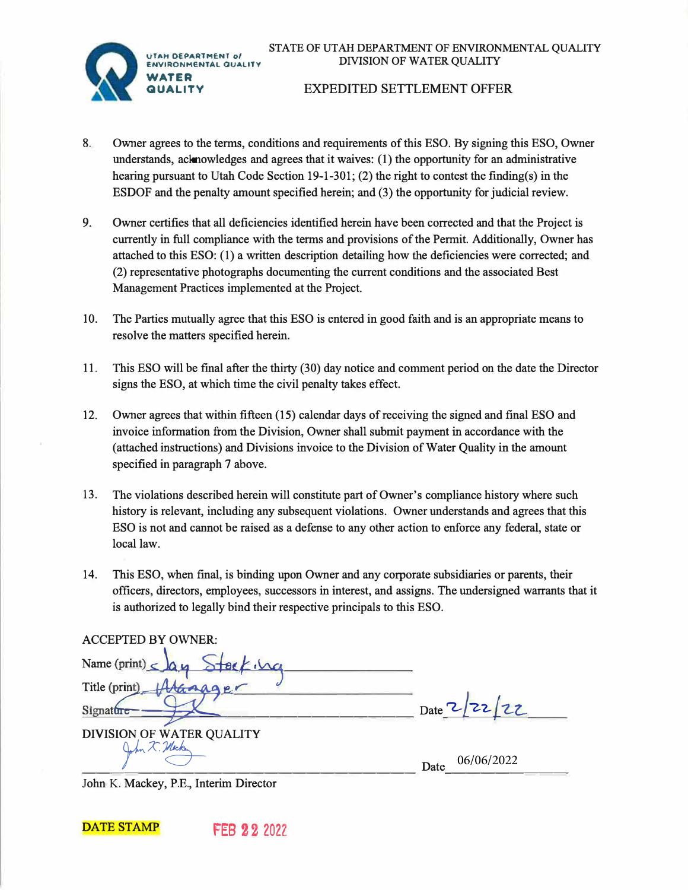STATE OF UTAH DEPARTMENT OF ENVIRONMENTAL QUALITY
DIVISION OF WATER QUALITY

UTAH DEPARTMENT of ENVIRONMENTAL QUALITY
WATER QUALITY

EXPEDITED SETTLEMENT OFFER

8. Owner agrees to the terms, conditions and requirements of this ESO. By signing this ESO, Owner understands, acknowledges and agrees that it waives: (1) the opportunity for an administrative hearing pursuant to Utah Code Section 19-1-301; (2) the right to contest the finding(s) in the ESDOF and the penalty amount specified herein; and (3) the opportunity for judicial review.

9. Owner certifies that all deficiencies identified herein have been corrected and that the Project is currently in full compliance with the terms and provisions of the Permit. Additionally, Owner has attached to this ESO: (1) a written description detailing how the deficiencies were corrected; and (2) representative photographs documenting the current conditions and the associated Best Management Practices implemented at the Project.

10. The Parties mutually agree that this ESO is entered in good faith and is an appropriate means to resolve the matters specified herein.

11. This ESO will be final after the thirty (30) day notice and comment period on the date the Director signs the ESO, at which time the civil penalty takes effect.

12. Owner agrees that within fifteen (15) calendar days of receiving the signed and final ESO and invoice information from the Division, Owner shall submit payment in accordance with the (attached instructions) and Divisions invoice to the Division of Water Quality in the amount specified in paragraph 7 above.

13. The violations described herein will constitute part of Owner's compliance history where such history is relevant, including any subsequent violations. Owner understands and agrees that this ESO is not and cannot be raised as a defense to any other action to enforce any federal, state or local law.

14. This ESO, when final, is binding upon Owner and any corporate subsidiaries or parents, their officers, directors, employees, successors in interest, and assigns. The undersigned warrants that it is authorized to legally bind their respective principals to this ESO.

ACCEPTED BY OWNER:

Name (print) Jay Stocking

Title (print) Manager

Signature [signature] Date 2/22/22

DIVISION OF WATER QUALITY

[signature] Date 06/06/2022

John K. Mackey, P.E., Interim Director

DATE STAMP FEB 22 2022